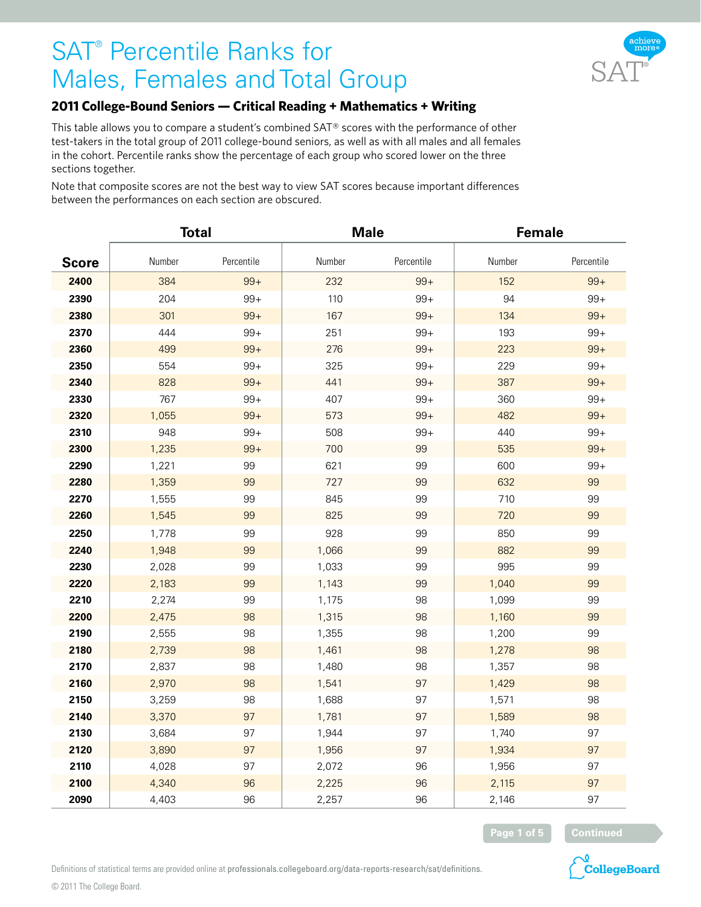# SAT® Percentile Ranks for Males, Females and Total Group

## 2011 College-Bound Seniors — Critical Reading + Mathematics + Writing

This table allows you to compare a student's combined SAT® scores with the performance of other test-takers in the total group of 2011 college-bound seniors, as well as with all males and all females in the cohort. Percentile ranks show the percentage of each group who scored lower on the three sections together.

Note that composite scores are not the best way to view SAT scores because important differences between the performances on each section are obscured.

| | Total | | Male | | Female | |
|---|---|---|---|---|---|---|
| **Score** | Number | Percentile | Number | Percentile | Number | Percentile |
| **2400** | 384 | 99+ | 232 | 99+ | 152 | 99+ |
| **2390** | 204 | 99+ | 110 | 99+ | 94 | 99+ |
| **2380** | 301 | 99+ | 167 | 99+ | 134 | 99+ |
| **2370** | 444 | 99+ | 251 | 99+ | 193 | 99+ |
| **2360** | 499 | 99+ | 276 | 99+ | 223 | 99+ |
| **2350** | 554 | 99+ | 325 | 99+ | 229 | 99+ |
| **2340** | 828 | 99+ | 441 | 99+ | 387 | 99+ |
| **2330** | 767 | 99+ | 407 | 99+ | 360 | 99+ |
| **2320** | 1,055 | 99+ | 573 | 99+ | 482 | 99+ |
| **2310** | 948 | 99+ | 508 | 99+ | 440 | 99+ |
| **2300** | 1,235 | 99+ | 700 | 99 | 535 | 99+ |
| **2290** | 1,221 | 99 | 621 | 99 | 600 | 99+ |
| **2280** | 1,359 | 99 | 727 | 99 | 632 | 99 |
| **2270** | 1,555 | 99 | 845 | 99 | 710 | 99 |
| **2260** | 1,545 | 99 | 825 | 99 | 720 | 99 |
| **2250** | 1,778 | 99 | 928 | 99 | 850 | 99 |
| **2240** | 1,948 | 99 | 1,066 | 99 | 882 | 99 |
| **2230** | 2,028 | 99 | 1,033 | 99 | 995 | 99 |
| **2220** | 2,183 | 99 | 1,143 | 99 | 1,040 | 99 |
| **2210** | 2,274 | 99 | 1,175 | 98 | 1,099 | 99 |
| **2200** | 2,475 | 98 | 1,315 | 98 | 1,160 | 99 |
| **2190** | 2,555 | 98 | 1,355 | 98 | 1,200 | 99 |
| **2180** | 2,739 | 98 | 1,461 | 98 | 1,278 | 98 |
| **2170** | 2,837 | 98 | 1,480 | 98 | 1,357 | 98 |
| **2160** | 2,970 | 98 | 1,541 | 97 | 1,429 | 98 |
| **2150** | 3,259 | 98 | 1,688 | 97 | 1,571 | 98 |
| **2140** | 3,370 | 97 | 1,781 | 97 | 1,589 | 98 |
| **2130** | 3,684 | 97 | 1,944 | 97 | 1,740 | 97 |
| **2120** | 3,890 | 97 | 1,956 | 97 | 1,934 | 97 |
| **2110** | 4,028 | 97 | 2,072 | 96 | 1,956 | 97 |
| **2100** | 4,340 | 96 | 2,225 | 96 | 2,115 | 97 |
| **2090** | 4,403 | 96 | 2,257 | 96 | 2,146 | 97 |

Continued

Definitions of statistical terms are provided online at professionals.collegeboard.org/data-reports-research/sat/definitions.

© 2011 The College Board.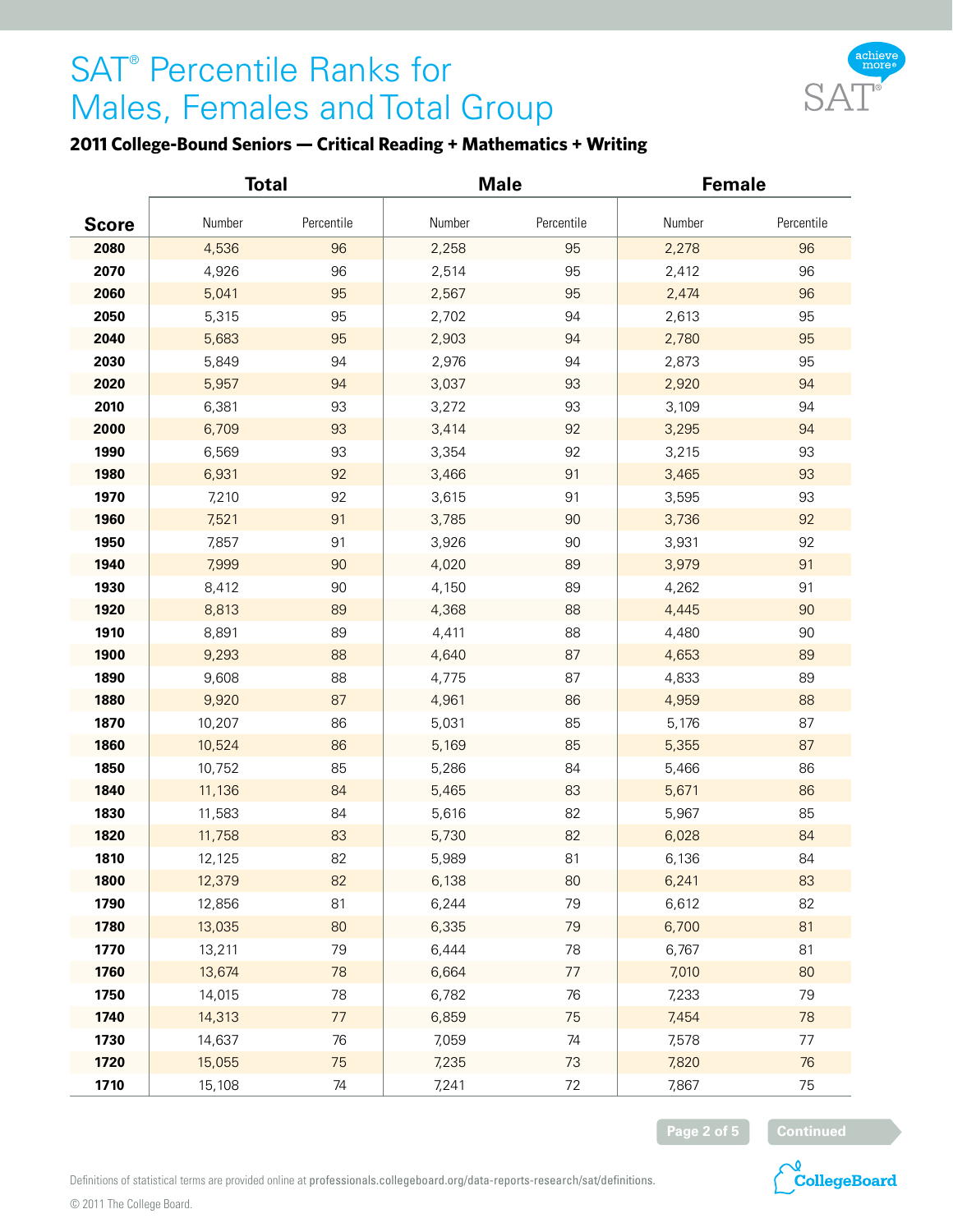# SAT® Percentile Ranks for Males, Females and Total Group

**2011 College-Bound Seniors — Critical Reading + Mathematics + Writing**

| Score | Total | | Male | | Female | |
|---|---|---|---|---|---|---|
| | Number | Percentile | Number | Percentile | Number | Percentile |
| **2080** | 4,536 | 96 | 2,258 | 95 | 2,278 | 96 |
| **2070** | 4,926 | 96 | 2,514 | 95 | 2,412 | 96 |
| **2060** | 5,041 | 95 | 2,567 | 95 | 2,474 | 96 |
| **2050** | 5,315 | 95 | 2,702 | 94 | 2,613 | 95 |
| **2040** | 5,683 | 95 | 2,903 | 94 | 2,780 | 95 |
| **2030** | 5,849 | 94 | 2,976 | 94 | 2,873 | 95 |
| **2020** | 5,957 | 94 | 3,037 | 93 | 2,920 | 94 |
| **2010** | 6,381 | 93 | 3,272 | 93 | 3,109 | 94 |
| **2000** | 6,709 | 93 | 3,414 | 92 | 3,295 | 94 |
| **1990** | 6,569 | 93 | 3,354 | 92 | 3,215 | 93 |
| **1980** | 6,931 | 92 | 3,466 | 91 | 3,465 | 93 |
| **1970** | 7,210 | 92 | 3,615 | 91 | 3,595 | 93 |
| **1960** | 7,521 | 91 | 3,785 | 90 | 3,736 | 92 |
| **1950** | 7,857 | 91 | 3,926 | 90 | 3,931 | 92 |
| **1940** | 7,999 | 90 | 4,020 | 89 | 3,979 | 91 |
| **1930** | 8,412 | 90 | 4,150 | 89 | 4,262 | 91 |
| **1920** | 8,813 | 89 | 4,368 | 88 | 4,445 | 90 |
| **1910** | 8,891 | 89 | 4,411 | 88 | 4,480 | 90 |
| **1900** | 9,293 | 88 | 4,640 | 87 | 4,653 | 89 |
| **1890** | 9,608 | 88 | 4,775 | 87 | 4,833 | 89 |
| **1880** | 9,920 | 87 | 4,961 | 86 | 4,959 | 88 |
| **1870** | 10,207 | 86 | 5,031 | 85 | 5,176 | 87 |
| **1860** | 10,524 | 86 | 5,169 | 85 | 5,355 | 87 |
| **1850** | 10,752 | 85 | 5,286 | 84 | 5,466 | 86 |
| **1840** | 11,136 | 84 | 5,465 | 83 | 5,671 | 86 |
| **1830** | 11,583 | 84 | 5,616 | 82 | 5,967 | 85 |
| **1820** | 11,758 | 83 | 5,730 | 82 | 6,028 | 84 |
| **1810** | 12,125 | 82 | 5,989 | 81 | 6,136 | 84 |
| **1800** | 12,379 | 82 | 6,138 | 80 | 6,241 | 83 |
| **1790** | 12,856 | 81 | 6,244 | 79 | 6,612 | 82 |
| **1780** | 13,035 | 80 | 6,335 | 79 | 6,700 | 81 |
| **1770** | 13,211 | 79 | 6,444 | 78 | 6,767 | 81 |
| **1760** | 13,674 | 78 | 6,664 | 77 | 7,010 | 80 |
| **1750** | 14,015 | 78 | 6,782 | 76 | 7,233 | 79 |
| **1740** | 14,313 | 77 | 6,859 | 75 | 7,454 | 78 |
| **1730** | 14,637 | 76 | 7,059 | 74 | 7,578 | 77 |
| **1720** | 15,055 | 75 | 7,235 | 73 | 7,820 | 76 |
| **1710** | 15,108 | 74 | 7,241 | 72 | 7,867 | 75 |

Continued

Definitions of statistical terms are provided online at **professionals.collegeboard.org/data-reports-research/sat/definitions**.

© 2011 The College Board.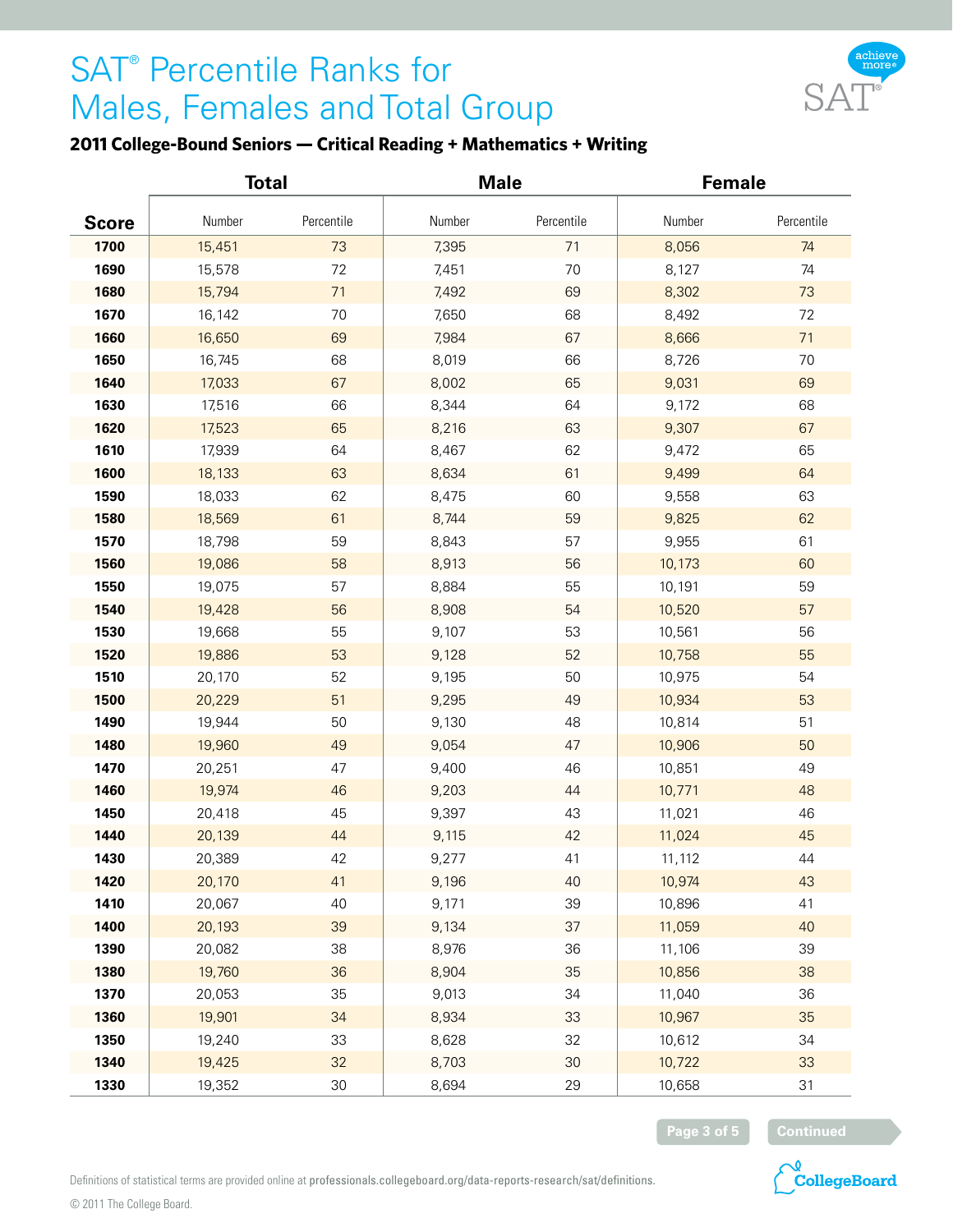# SAT® Percentile Ranks for Males, Females and Total Group

**2011 College-Bound Seniors — Critical Reading + Mathematics + Writing**

| Score | Total | | Male | | Female | |
|---|---|---|---|---|---|---|
| | Number | Percentile | Number | Percentile | Number | Percentile |
| **1700** | 15,451 | 73 | 7,395 | 71 | 8,056 | 74 |
| **1690** | 15,578 | 72 | 7,451 | 70 | 8,127 | 74 |
| **1680** | 15,794 | 71 | 7,492 | 69 | 8,302 | 73 |
| **1670** | 16,142 | 70 | 7,650 | 68 | 8,492 | 72 |
| **1660** | 16,650 | 69 | 7,984 | 67 | 8,666 | 71 |
| **1650** | 16,745 | 68 | 8,019 | 66 | 8,726 | 70 |
| **1640** | 17,033 | 67 | 8,002 | 65 | 9,031 | 69 |
| **1630** | 17,516 | 66 | 8,344 | 64 | 9,172 | 68 |
| **1620** | 17,523 | 65 | 8,216 | 63 | 9,307 | 67 |
| **1610** | 17,939 | 64 | 8,467 | 62 | 9,472 | 65 |
| **1600** | 18,133 | 63 | 8,634 | 61 | 9,499 | 64 |
| **1590** | 18,033 | 62 | 8,475 | 60 | 9,558 | 63 |
| **1580** | 18,569 | 61 | 8,744 | 59 | 9,825 | 62 |
| **1570** | 18,798 | 59 | 8,843 | 57 | 9,955 | 61 |
| **1560** | 19,086 | 58 | 8,913 | 56 | 10,173 | 60 |
| **1550** | 19,075 | 57 | 8,884 | 55 | 10,191 | 59 |
| **1540** | 19,428 | 56 | 8,908 | 54 | 10,520 | 57 |
| **1530** | 19,668 | 55 | 9,107 | 53 | 10,561 | 56 |
| **1520** | 19,886 | 53 | 9,128 | 52 | 10,758 | 55 |
| **1510** | 20,170 | 52 | 9,195 | 50 | 10,975 | 54 |
| **1500** | 20,229 | 51 | 9,295 | 49 | 10,934 | 53 |
| **1490** | 19,944 | 50 | 9,130 | 48 | 10,814 | 51 |
| **1480** | 19,960 | 49 | 9,054 | 47 | 10,906 | 50 |
| **1470** | 20,251 | 47 | 9,400 | 46 | 10,851 | 49 |
| **1460** | 19,974 | 46 | 9,203 | 44 | 10,771 | 48 |
| **1450** | 20,418 | 45 | 9,397 | 43 | 11,021 | 46 |
| **1440** | 20,139 | 44 | 9,115 | 42 | 11,024 | 45 |
| **1430** | 20,389 | 42 | 9,277 | 41 | 11,112 | 44 |
| **1420** | 20,170 | 41 | 9,196 | 40 | 10,974 | 43 |
| **1410** | 20,067 | 40 | 9,171 | 39 | 10,896 | 41 |
| **1400** | 20,193 | 39 | 9,134 | 37 | 11,059 | 40 |
| **1390** | 20,082 | 38 | 8,976 | 36 | 11,106 | 39 |
| **1380** | 19,760 | 36 | 8,904 | 35 | 10,856 | 38 |
| **1370** | 20,053 | 35 | 9,013 | 34 | 11,040 | 36 |
| **1360** | 19,901 | 34 | 8,934 | 33 | 10,967 | 35 |
| **1350** | 19,240 | 33 | 8,628 | 32 | 10,612 | 34 |
| **1340** | 19,425 | 32 | 8,703 | 30 | 10,722 | 33 |
| **1330** | 19,352 | 30 | 8,694 | 29 | 10,658 | 31 |

Continued

Definitions of statistical terms are provided online at **professionals.collegeboard.org/data-reports-research/sat/definitions.**

© 2011 The College Board.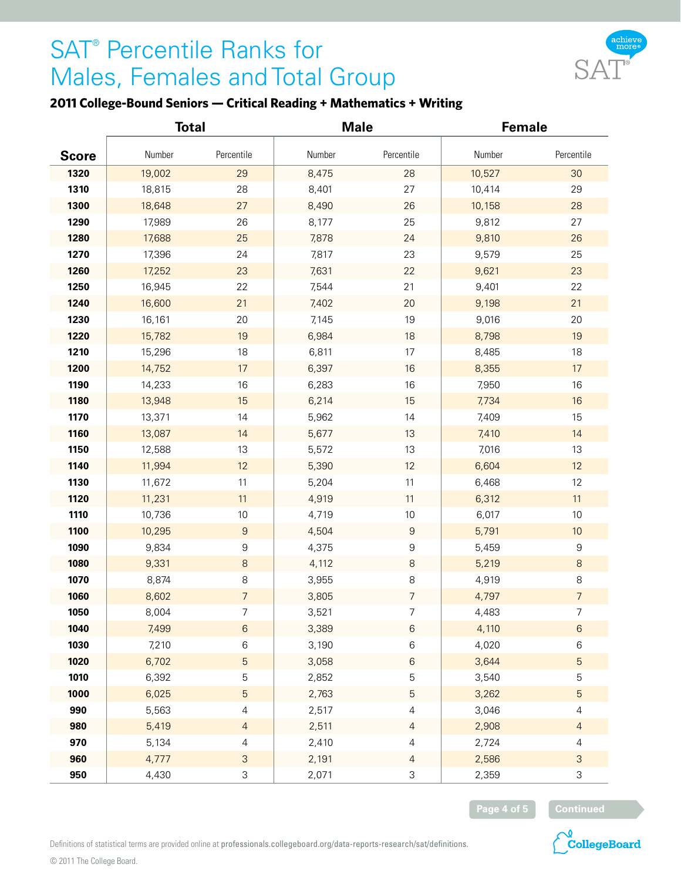# SAT® Percentile Ranks for Males, Females and Total Group

**2011 College-Bound Seniors — Critical Reading + Mathematics + Writing**

| Score | Total | | Male | | Female | |
|---|---|---|---|---|---|---|
| | Number | Percentile | Number | Percentile | Number | Percentile |
| 1320 | 19,002 | 29 | 8,475 | 28 | 10,527 | 30 |
| 1310 | 18,815 | 28 | 8,401 | 27 | 10,414 | 29 |
| 1300 | 18,648 | 27 | 8,490 | 26 | 10,158 | 28 |
| 1290 | 17,989 | 26 | 8,177 | 25 | 9,812 | 27 |
| 1280 | 17,688 | 25 | 7,878 | 24 | 9,810 | 26 |
| 1270 | 17,396 | 24 | 7,817 | 23 | 9,579 | 25 |
| 1260 | 17,252 | 23 | 7,631 | 22 | 9,621 | 23 |
| 1250 | 16,945 | 22 | 7,544 | 21 | 9,401 | 22 |
| 1240 | 16,600 | 21 | 7,402 | 20 | 9,198 | 21 |
| 1230 | 16,161 | 20 | 7,145 | 19 | 9,016 | 20 |
| 1220 | 15,782 | 19 | 6,984 | 18 | 8,798 | 19 |
| 1210 | 15,296 | 18 | 6,811 | 17 | 8,485 | 18 |
| 1200 | 14,752 | 17 | 6,397 | 16 | 8,355 | 17 |
| 1190 | 14,233 | 16 | 6,283 | 16 | 7,950 | 16 |
| 1180 | 13,948 | 15 | 6,214 | 15 | 7,734 | 16 |
| 1170 | 13,371 | 14 | 5,962 | 14 | 7,409 | 15 |
| 1160 | 13,087 | 14 | 5,677 | 13 | 7,410 | 14 |
| 1150 | 12,588 | 13 | 5,572 | 13 | 7,016 | 13 |
| 1140 | 11,994 | 12 | 5,390 | 12 | 6,604 | 12 |
| 1130 | 11,672 | 11 | 5,204 | 11 | 6,468 | 12 |
| 1120 | 11,231 | 11 | 4,919 | 11 | 6,312 | 11 |
| 1110 | 10,736 | 10 | 4,719 | 10 | 6,017 | 10 |
| 1100 | 10,295 | 9 | 4,504 | 9 | 5,791 | 10 |
| 1090 | 9,834 | 9 | 4,375 | 9 | 5,459 | 9 |
| 1080 | 9,331 | 8 | 4,112 | 8 | 5,219 | 8 |
| 1070 | 8,874 | 8 | 3,955 | 8 | 4,919 | 8 |
| 1060 | 8,602 | 7 | 3,805 | 7 | 4,797 | 7 |
| 1050 | 8,004 | 7 | 3,521 | 7 | 4,483 | 7 |
| 1040 | 7,499 | 6 | 3,389 | 6 | 4,110 | 6 |
| 1030 | 7,210 | 6 | 3,190 | 6 | 4,020 | 6 |
| 1020 | 6,702 | 5 | 3,058 | 6 | 3,644 | 5 |
| 1010 | 6,392 | 5 | 2,852 | 5 | 3,540 | 5 |
| 1000 | 6,025 | 5 | 2,763 | 5 | 3,262 | 5 |
| 990 | 5,563 | 4 | 2,517 | 4 | 3,046 | 4 |
| 980 | 5,419 | 4 | 2,511 | 4 | 2,908 | 4 |
| 970 | 5,134 | 4 | 2,410 | 4 | 2,724 | 4 |
| 960 | 4,777 | 3 | 2,191 | 4 | 2,586 | 3 |
| 950 | 4,430 | 3 | 2,071 | 3 | 2,359 | 3 |

Continued

Definitions of statistical terms are provided online at professionals.collegeboard.org/data-reports-research/sat/definitions.

© 2011 The College Board.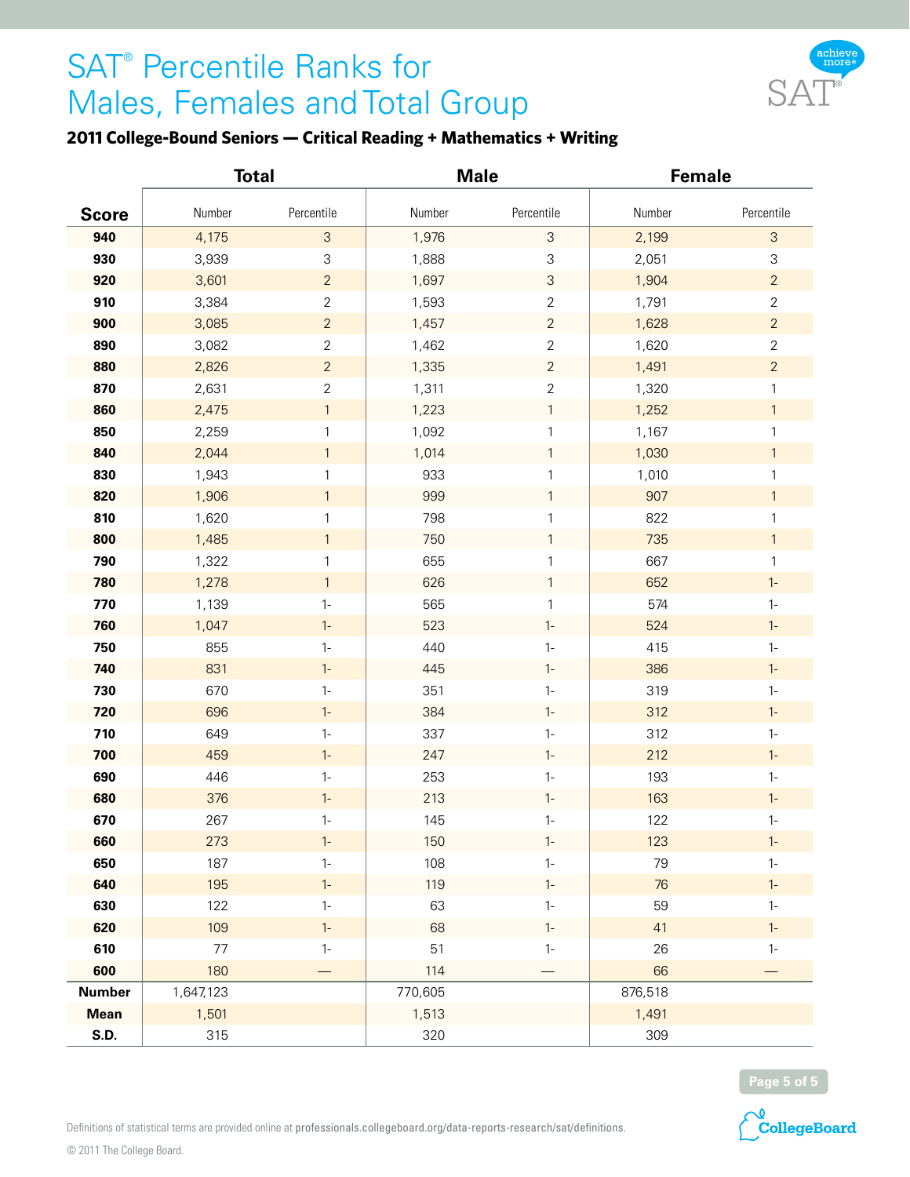# SAT® Percentile Ranks for Males, Females and Total Group

**2011 College-Bound Seniors — Critical Reading + Mathematics + Writing**

| | Total | | Male | | Female | |
|---|---|---|---|---|---|---|
| **Score** | Number | Percentile | Number | Percentile | Number | Percentile |
| **940** | 4,175 | 3 | 1,976 | 3 | 2,199 | 3 |
| **930** | 3,939 | 3 | 1,888 | 3 | 2,051 | 3 |
| **920** | 3,601 | 2 | 1,697 | 3 | 1,904 | 2 |
| **910** | 3,384 | 2 | 1,593 | 2 | 1,791 | 2 |
| **900** | 3,085 | 2 | 1,457 | 2 | 1,628 | 2 |
| **890** | 3,082 | 2 | 1,462 | 2 | 1,620 | 2 |
| **880** | 2,826 | 2 | 1,335 | 2 | 1,491 | 2 |
| **870** | 2,631 | 2 | 1,311 | 2 | 1,320 | 1 |
| **860** | 2,475 | 1 | 1,223 | 1 | 1,252 | 1 |
| **850** | 2,259 | 1 | 1,092 | 1 | 1,167 | 1 |
| **840** | 2,044 | 1 | 1,014 | 1 | 1,030 | 1 |
| **830** | 1,943 | 1 | 933 | 1 | 1,010 | 1 |
| **820** | 1,906 | 1 | 999 | 1 | 907 | 1 |
| **810** | 1,620 | 1 | 798 | 1 | 822 | 1 |
| **800** | 1,485 | 1 | 750 | 1 | 735 | 1 |
| **790** | 1,322 | 1 | 655 | 1 | 667 | 1 |
| **780** | 1,278 | 1 | 626 | 1 | 652 | 1- |
| **770** | 1,139 | 1- | 565 | 1 | 574 | 1- |
| **760** | 1,047 | 1- | 523 | 1- | 524 | 1- |
| **750** | 855 | 1- | 440 | 1- | 415 | 1- |
| **740** | 831 | 1- | 445 | 1- | 386 | 1- |
| **730** | 670 | 1- | 351 | 1- | 319 | 1- |
| **720** | 696 | 1- | 384 | 1- | 312 | 1- |
| **710** | 649 | 1- | 337 | 1- | 312 | 1- |
| **700** | 459 | 1- | 247 | 1- | 212 | 1- |
| **690** | 446 | 1- | 253 | 1- | 193 | 1- |
| **680** | 376 | 1- | 213 | 1- | 163 | 1- |
| **670** | 267 | 1- | 145 | 1- | 122 | 1- |
| **660** | 273 | 1- | 150 | 1- | 123 | 1- |
| **650** | 187 | 1- | 108 | 1- | 79 | 1- |
| **640** | 195 | 1- | 119 | 1- | 76 | 1- |
| **630** | 122 | 1- | 63 | 1- | 59 | 1- |
| **620** | 109 | 1- | 68 | 1- | 41 | 1- |
| **610** | 77 | 1- | 51 | 1- | 26 | 1- |
| **600** | 180 | — | 114 | — | 66 | — |
| **Number** | 1,647,123 | | 770,605 | | 876,518 | |
| **Mean** | 1,501 | | 1,513 | | 1,491 | |
| **S.D.** | 315 | | 320 | | 309 | |

Definitions of statistical terms are provided online at **professionals.collegeboard.org/data-reports-research/sat/definitions**.

© 2011 The College Board.